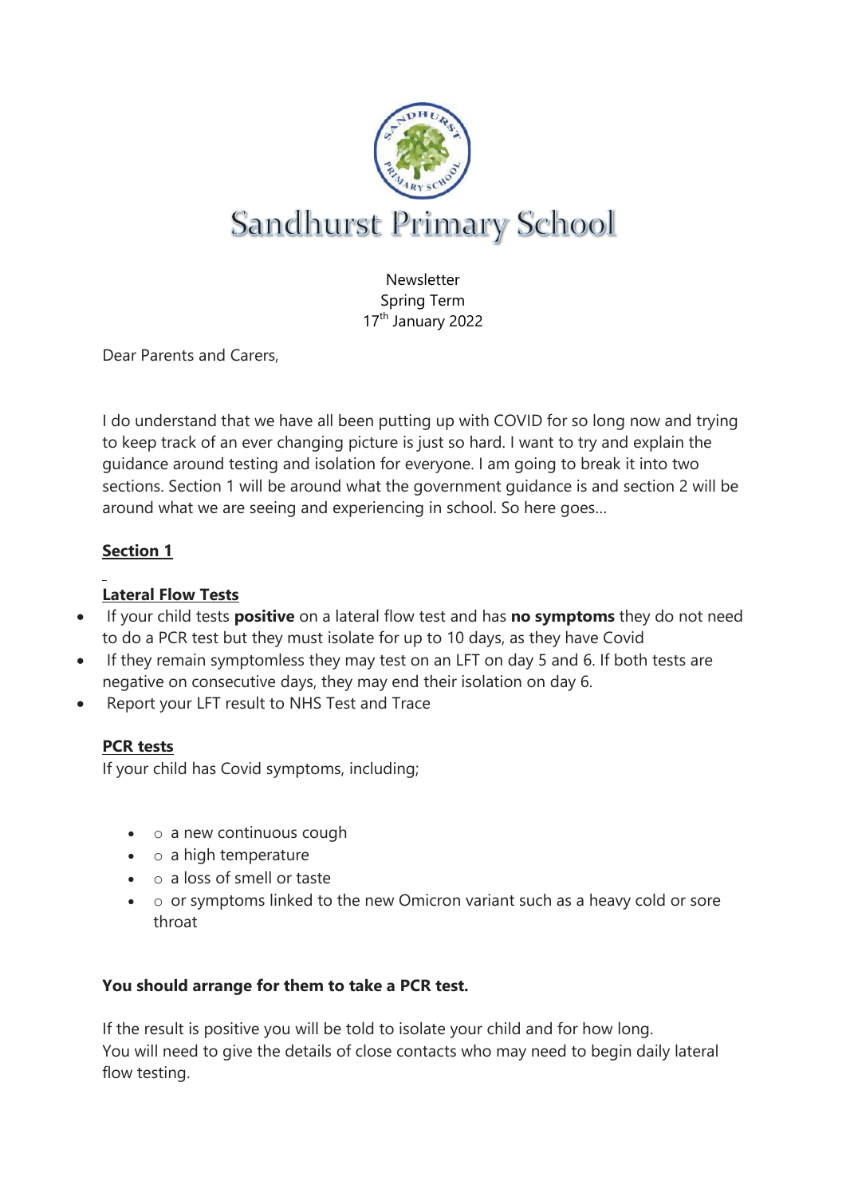# Sandhurst Primary School

Newsletter
Spring Term
17th January 2022

Dear Parents and Carers,

I do understand that we have all been putting up with COVID for so long now and trying to keep track of an ever changing picture is just so hard. I want to try and explain the guidance around testing and isolation for everyone. I am going to break it into two sections. Section 1 will be around what the government guidance is and section 2 will be around what we are seeing and experiencing in school. So here goes…

## Section 1

### Lateral Flow Tests

- If your child tests **positive** on a lateral flow test and has **no symptoms** they do not need to do a PCR test but they must isolate for up to 10 days, as they have Covid
- If they remain symptomless they may test on an LFT on day 5 and 6. If both tests are negative on consecutive days, they may end their isolation on day 6.
- Report your LFT result to NHS Test and Trace

### PCR tests

If your child has Covid symptoms, including;

- a new continuous cough
- a high temperature
- a loss of smell or taste
- or symptoms linked to the new Omicron variant such as a heavy cold or sore throat

**You should arrange for them to take a PCR test.**

If the result is positive you will be told to isolate your child and for how long.
You will need to give the details of close contacts who may need to begin daily lateral flow testing.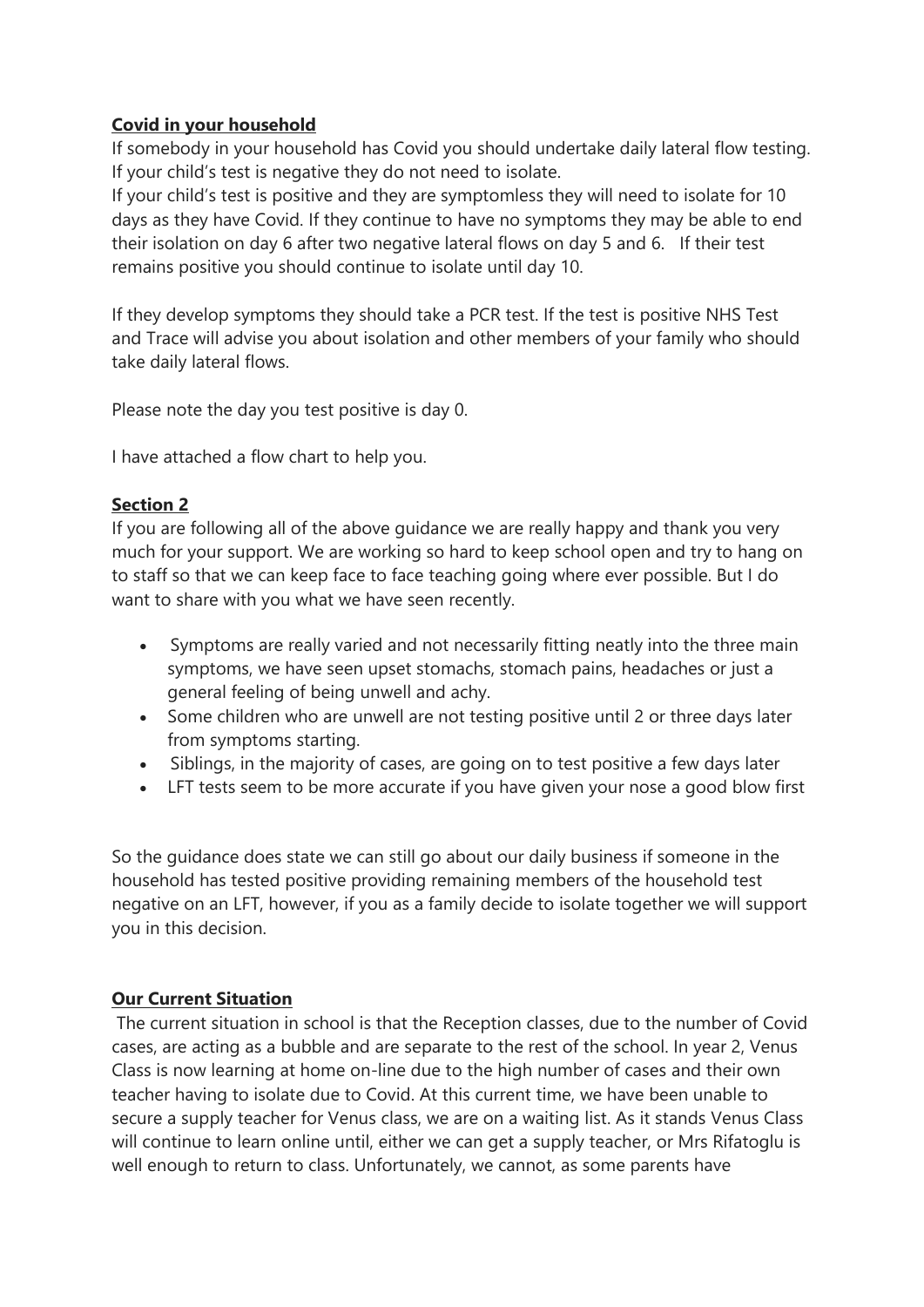**Covid in your household**

If somebody in your household has Covid you should undertake daily lateral flow testing. If your child's test is negative they do not need to isolate.

If your child's test is positive and they are symptomless they will need to isolate for 10 days as they have Covid. If they continue to have no symptoms they may be able to end their isolation on day 6 after two negative lateral flows on day 5 and 6. If their test remains positive you should continue to isolate until day 10.

If they develop symptoms they should take a PCR test. If the test is positive NHS Test and Trace will advise you about isolation and other members of your family who should take daily lateral flows.

Please note the day you test positive is day 0.

I have attached a flow chart to help you.

**Section 2**

If you are following all of the above guidance we are really happy and thank you very much for your support. We are working so hard to keep school open and try to hang on to staff so that we can keep face to face teaching going where ever possible. But I do want to share with you what we have seen recently.

- Symptoms are really varied and not necessarily fitting neatly into the three main symptoms, we have seen upset stomachs, stomach pains, headaches or just a general feeling of being unwell and achy.
- Some children who are unwell are not testing positive until 2 or three days later from symptoms starting.
- Siblings, in the majority of cases, are going on to test positive a few days later
- LFT tests seem to be more accurate if you have given your nose a good blow first

So the guidance does state we can still go about our daily business if someone in the household has tested positive providing remaining members of the household test negative on an LFT, however, if you as a family decide to isolate together we will support you in this decision.

**Our Current Situation**

The current situation in school is that the Reception classes, due to the number of Covid cases, are acting as a bubble and are separate to the rest of the school. In year 2, Venus Class is now learning at home on-line due to the high number of cases and their own teacher having to isolate due to Covid. At this current time, we have been unable to secure a supply teacher for Venus class, we are on a waiting list. As it stands Venus Class will continue to learn online until, either we can get a supply teacher, or Mrs Rifatoglu is well enough to return to class. Unfortunately, we cannot, as some parents have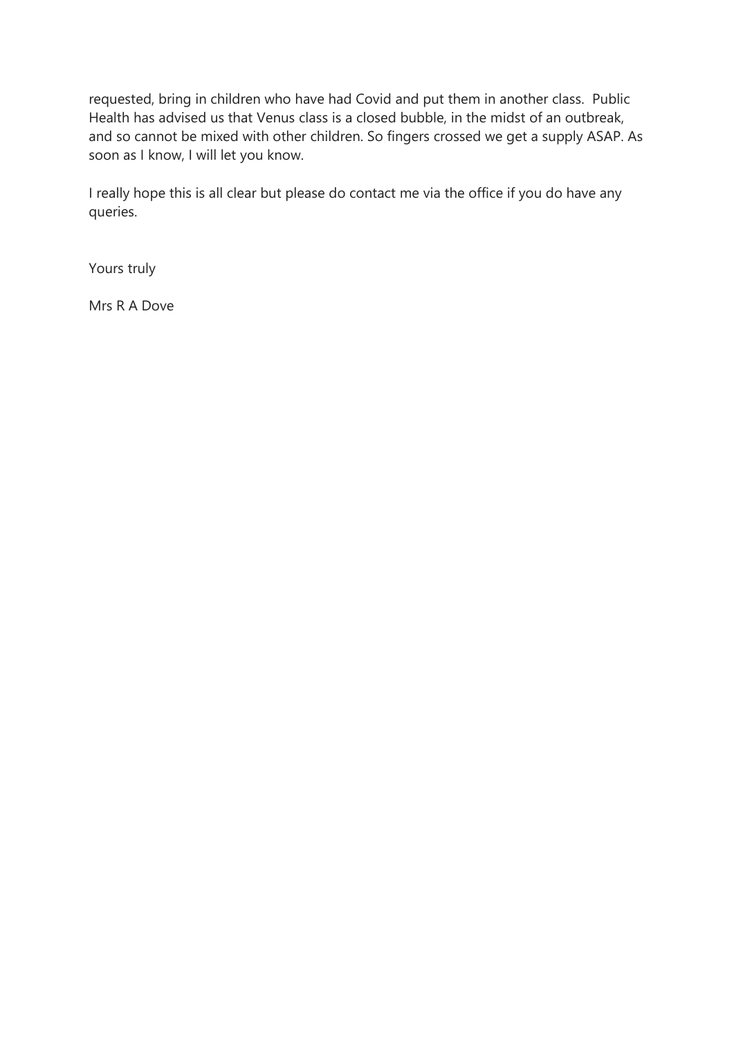requested, bring in children who have had Covid and put them in another class.  Public Health has advised us that Venus class is a closed bubble, in the midst of an outbreak, and so cannot be mixed with other children. So fingers crossed we get a supply ASAP. As soon as I know, I will let you know.

I really hope this is all clear but please do contact me via the office if you do have any queries.

Yours truly

Mrs R A Dove